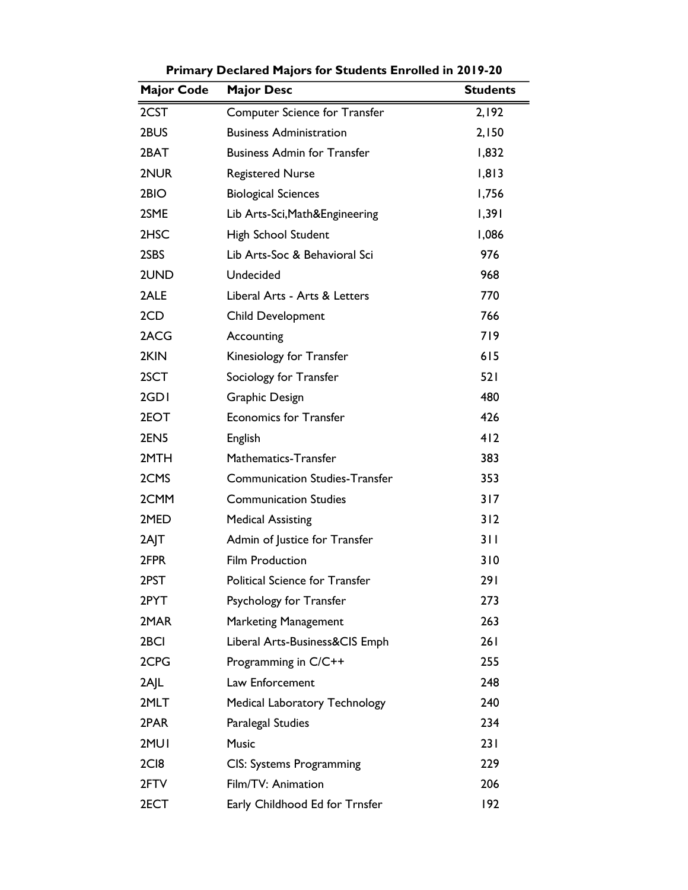**Primary Declared Majors for Students Enrolled in 2019-20**

| Major Code | Major Desc | Students |
|---|---|---|
| 2CST | Computer Science for Transfer | 2,192 |
| 2BUS | Business Administration | 2,150 |
| 2BAT | Business Admin for Transfer | 1,832 |
| 2NUR | Registered Nurse | 1,813 |
| 2BIO | Biological Sciences | 1,756 |
| 2SME | Lib Arts-Sci,Math&Engineering | 1,391 |
| 2HSC | High School Student | 1,086 |
| 2SBS | Lib Arts-Soc & Behavioral Sci | 976 |
| 2UND | Undecided | 968 |
| 2ALE | Liberal Arts - Arts & Letters | 770 |
| 2CD | Child Development | 766 |
| 2ACG | Accounting | 719 |
| 2KIN | Kinesiology for Transfer | 615 |
| 2SCT | Sociology for Transfer | 521 |
| 2GD1 | Graphic Design | 480 |
| 2EOT | Economics for Transfer | 426 |
| 2EN5 | English | 412 |
| 2MTH | Mathematics-Transfer | 383 |
| 2CMS | Communication Studies-Transfer | 353 |
| 2CMM | Communication Studies | 317 |
| 2MED | Medical Assisting | 312 |
| 2AJT | Admin of Justice for Transfer | 311 |
| 2FPR | Film Production | 310 |
| 2PST | Political Science for Transfer | 291 |
| 2PYT | Psychology for Transfer | 273 |
| 2MAR | Marketing Management | 263 |
| 2BCI | Liberal Arts-Business&CIS Emph | 261 |
| 2CPG | Programming in C/C++ | 255 |
| 2AJL | Law Enforcement | 248 |
| 2MLT | Medical Laboratory Technology | 240 |
| 2PAR | Paralegal Studies | 234 |
| 2MU1 | Music | 231 |
| 2CI8 | CIS: Systems Programming | 229 |
| 2FTV | Film/TV: Animation | 206 |
| 2ECT | Early Childhood Ed for Trnsfer | 192 |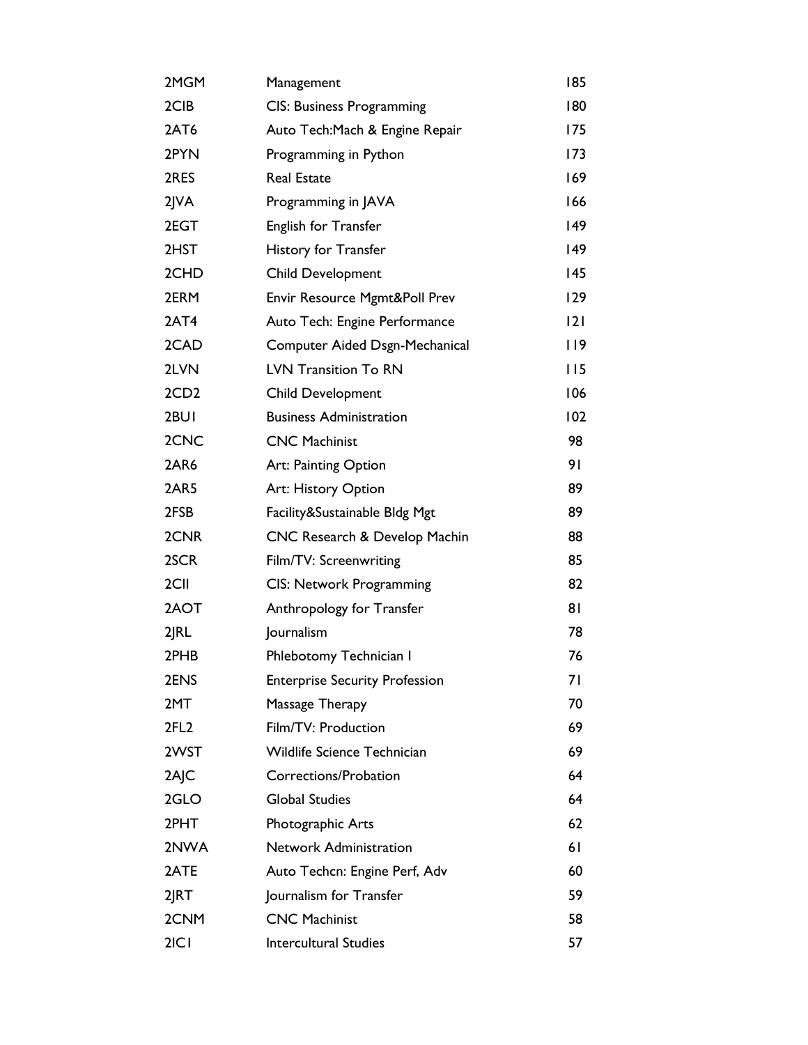| | | |
|---|---|---|
| 2MGM | Management | 185 |
| 2CIB | CIS: Business Programming | 180 |
| 2AT6 | Auto Tech:Mach & Engine Repair | 175 |
| 2PYN | Programming in Python | 173 |
| 2RES | Real Estate | 169 |
| 2JVA | Programming in JAVA | 166 |
| 2EGT | English for Transfer | 149 |
| 2HST | History for Transfer | 149 |
| 2CHD | Child Development | 145 |
| 2ERM | Envir Resource Mgmt&Poll Prev | 129 |
| 2AT4 | Auto Tech: Engine Performance | 121 |
| 2CAD | Computer Aided Dsgn-Mechanical | 119 |
| 2LVN | LVN Transition To RN | 115 |
| 2CD2 | Child Development | 106 |
| 2BUI | Business Administration | 102 |
| 2CNC | CNC Machinist | 98 |
| 2AR6 | Art: Painting Option | 91 |
| 2AR5 | Art: History Option | 89 |
| 2FSB | Facility&Sustainable Bldg Mgt | 89 |
| 2CNR | CNC Research & Develop Machin | 88 |
| 2SCR | Film/TV: Screenwriting | 85 |
| 2CII | CIS: Network Programming | 82 |
| 2AOT | Anthropology for Transfer | 81 |
| 2JRL | Journalism | 78 |
| 2PHB | Phlebotomy Technician I | 76 |
| 2ENS | Enterprise Security Profession | 71 |
| 2MT | Massage Therapy | 70 |
| 2FL2 | Film/TV: Production | 69 |
| 2WST | Wildlife Science Technician | 69 |
| 2AJC | Corrections/Probation | 64 |
| 2GLO | Global Studies | 64 |
| 2PHT | Photographic Arts | 62 |
| 2NWA | Network Administration | 61 |
| 2ATE | Auto Techcn: Engine Perf, Adv | 60 |
| 2JRT | Journalism for Transfer | 59 |
| 2CNM | CNC Machinist | 58 |
| 2ICI | Intercultural Studies | 57 |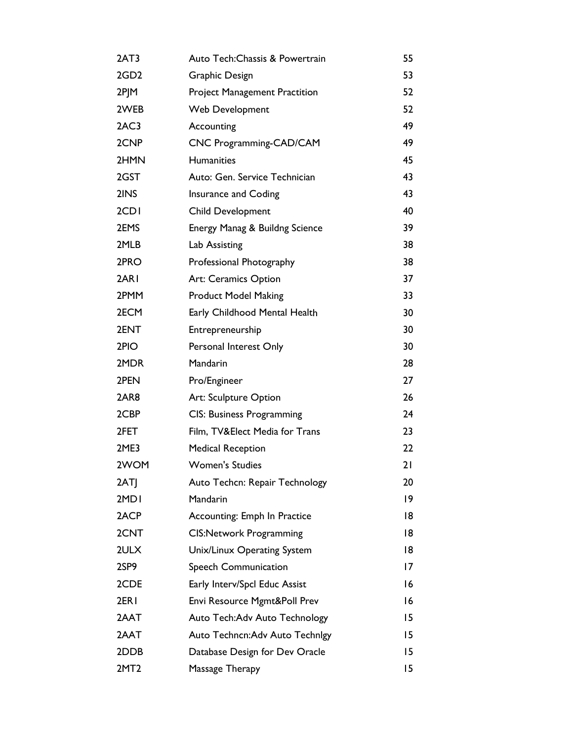| | | |
|---|---|---|
| 2AT3 | Auto Tech:Chassis & Powertrain | 55 |
| 2GD2 | Graphic Design | 53 |
| 2PJM | Project Management Practition | 52 |
| 2WEB | Web Development | 52 |
| 2AC3 | Accounting | 49 |
| 2CNP | CNC Programming-CAD/CAM | 49 |
| 2HMN | Humanities | 45 |
| 2GST | Auto: Gen. Service Technician | 43 |
| 2INS | Insurance and Coding | 43 |
| 2CD1 | Child Development | 40 |
| 2EMS | Energy Manag & Buildng Science | 39 |
| 2MLB | Lab Assisting | 38 |
| 2PRO | Professional Photography | 38 |
| 2AR1 | Art: Ceramics Option | 37 |
| 2PMM | Product Model Making | 33 |
| 2ECM | Early Childhood Mental Health | 30 |
| 2ENT | Entrepreneurship | 30 |
| 2PIO | Personal Interest Only | 30 |
| 2MDR | Mandarin | 28 |
| 2PEN | Pro/Engineer | 27 |
| 2AR8 | Art: Sculpture Option | 26 |
| 2CBP | CIS: Business Programming | 24 |
| 2FET | Film, TV&Elect Media for Trans | 23 |
| 2ME3 | Medical Reception | 22 |
| 2WOM | Women's Studies | 21 |
| 2ATJ | Auto Techcn: Repair Technology | 20 |
| 2MD1 | Mandarin | 19 |
| 2ACP | Accounting: Emph In Practice | 18 |
| 2CNT | CIS:Network Programming | 18 |
| 2ULX | Unix/Linux Operating System | 18 |
| 2SP9 | Speech Communication | 17 |
| 2CDE | Early Interv/Spcl Educ Assist | 16 |
| 2ER1 | Envi Resource Mgmt&Poll Prev | 16 |
| 2AAT | Auto Tech:Adv Auto Technology | 15 |
| 2AAT | Auto Techncn:Adv Auto Technlgy | 15 |
| 2DDB | Database Design for Dev Oracle | 15 |
| 2MT2 | Massage Therapy | 15 |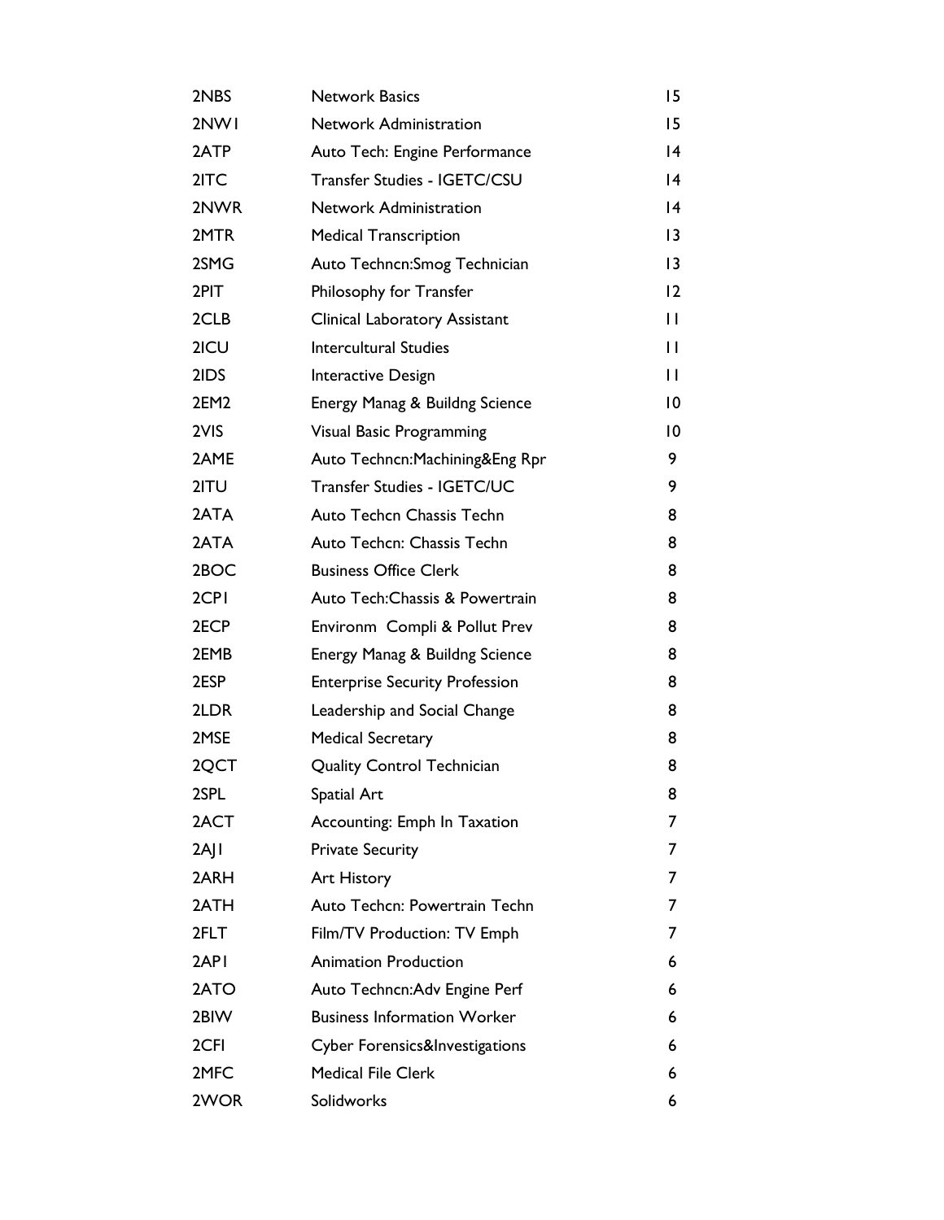| | | |
|---|---|---|
| 2NBS | Network Basics | 15 |
| 2NW1 | Network Administration | 15 |
| 2ATP | Auto Tech: Engine Performance | 14 |
| 2ITC | Transfer Studies - IGETC/CSU | 14 |
| 2NWR | Network Administration | 14 |
| 2MTR | Medical Transcription | 13 |
| 2SMG | Auto Techncn:Smog Technician | 13 |
| 2PIT | Philosophy for Transfer | 12 |
| 2CLB | Clinical Laboratory Assistant | 11 |
| 2ICU | Intercultural Studies | 11 |
| 2IDS | Interactive Design | 11 |
| 2EM2 | Energy Manag & Buildng Science | 10 |
| 2VIS | Visual Basic Programming | 10 |
| 2AME | Auto Techncn:Machining&Eng Rpr | 9 |
| 2ITU | Transfer Studies - IGETC/UC | 9 |
| 2ATA | Auto Techcn Chassis Techn | 8 |
| 2ATA | Auto Techcn: Chassis Techn | 8 |
| 2BOC | Business Office Clerk | 8 |
| 2CP1 | Auto Tech:Chassis & Powertrain | 8 |
| 2ECP | Environm Compli & Pollut Prev | 8 |
| 2EMB | Energy Manag & Buildng Science | 8 |
| 2ESP | Enterprise Security Profession | 8 |
| 2LDR | Leadership and Social Change | 8 |
| 2MSE | Medical Secretary | 8 |
| 2QCT | Quality Control Technician | 8 |
| 2SPL | Spatial Art | 8 |
| 2ACT | Accounting: Emph In Taxation | 7 |
| 2AJ1 | Private Security | 7 |
| 2ARH | Art History | 7 |
| 2ATH | Auto Techcn: Powertrain Techn | 7 |
| 2FLT | Film/TV Production: TV Emph | 7 |
| 2AP1 | Animation Production | 6 |
| 2ATO | Auto Techncn:Adv Engine Perf | 6 |
| 2BIW | Business Information Worker | 6 |
| 2CFI | Cyber Forensics&Investigations | 6 |
| 2MFC | Medical File Clerk | 6 |
| 2WOR | Solidworks | 6 |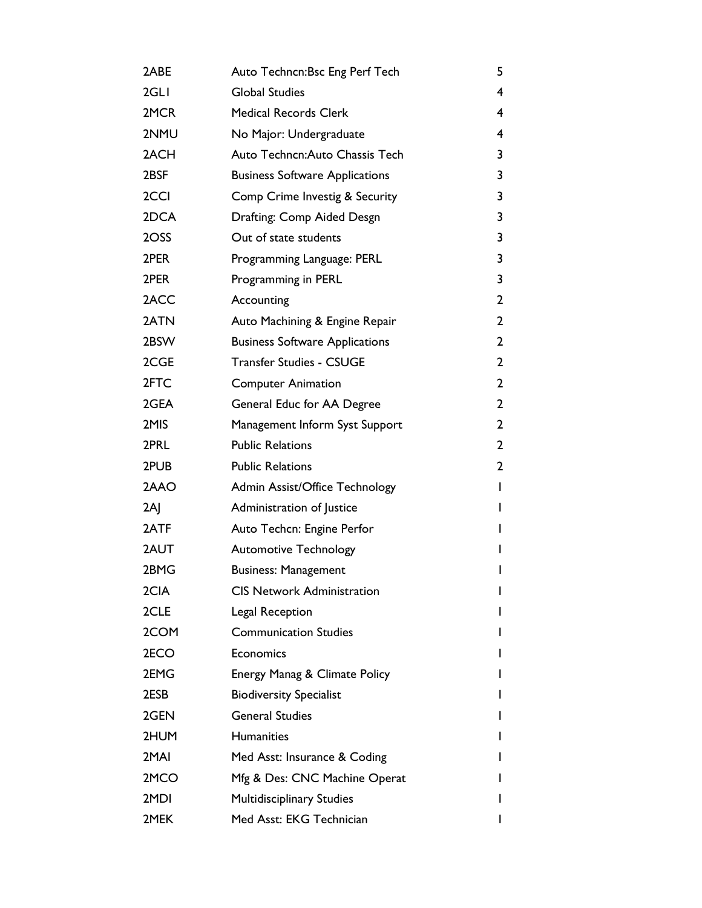| | | |
|---|---|---|
| 2ABE | Auto Techncn:Bsc Eng Perf Tech | 5 |
| 2GLI | Global Studies | 4 |
| 2MCR | Medical Records Clerk | 4 |
| 2NMU | No Major: Undergraduate | 4 |
| 2ACH | Auto Techncn:Auto Chassis Tech | 3 |
| 2BSF | Business Software Applications | 3 |
| 2CCI | Comp Crime Investig & Security | 3 |
| 2DCA | Drafting: Comp Aided Desgn | 3 |
| 2OSS | Out of state students | 3 |
| 2PER | Programming Language: PERL | 3 |
| 2PER | Programming in PERL | 3 |
| 2ACC | Accounting | 2 |
| 2ATN | Auto Machining & Engine Repair | 2 |
| 2BSW | Business Software Applications | 2 |
| 2CGE | Transfer Studies - CSUGE | 2 |
| 2FTC | Computer Animation | 2 |
| 2GEA | General Educ for AA Degree | 2 |
| 2MIS | Management Inform Syst Support | 2 |
| 2PRL | Public Relations | 2 |
| 2PUB | Public Relations | 2 |
| 2AAO | Admin Assist/Office Technology | 1 |
| 2AJ | Administration of Justice | 1 |
| 2ATF | Auto Techcn: Engine Perfor | 1 |
| 2AUT | Automotive Technology | 1 |
| 2BMG | Business: Management | 1 |
| 2CIA | CIS Network Administration | 1 |
| 2CLE | Legal Reception | 1 |
| 2COM | Communication Studies | 1 |
| 2ECO | Economics | 1 |
| 2EMG | Energy Manag & Climate Policy | 1 |
| 2ESB | Biodiversity Specialist | 1 |
| 2GEN | General Studies | 1 |
| 2HUM | Humanities | 1 |
| 2MAI | Med Asst: Insurance & Coding | 1 |
| 2MCO | Mfg & Des: CNC Machine Operat | 1 |
| 2MDI | Multidisciplinary Studies | 1 |
| 2MEK | Med Asst: EKG Technician | 1 |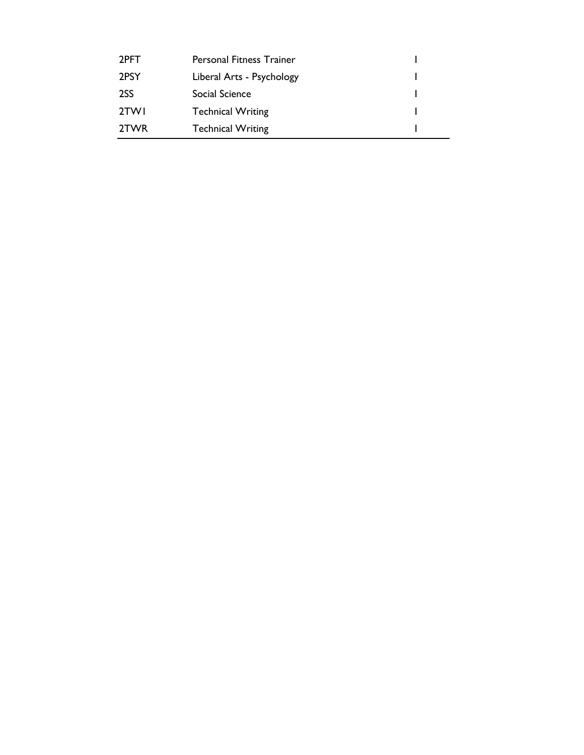| | | |
|---|---|---|
| 2PFT | Personal Fitness Trainer | I |
| 2PSY | Liberal Arts - Psychology | I |
| 2SS | Social Science | I |
| 2TW1 | Technical Writing | I |
| 2TWR | Technical Writing | I |